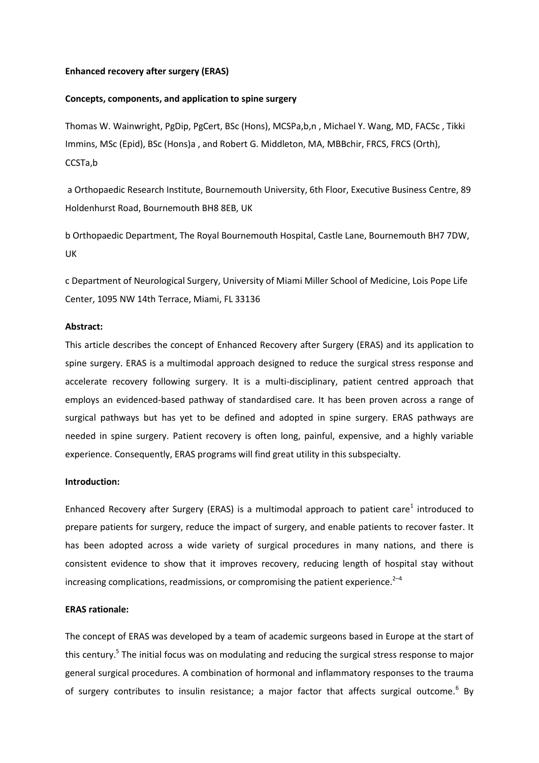**Enhanced recovery after surgery (ERAS)**

**Concepts, components, and application to spine surgery**

Thomas W. Wainwright, PgDip, PgCert, BSc (Hons), MCSPa,b,n , Michael Y. Wang, MD, FACSc , Tikki Immins, MSc (Epid), BSc (Hons)a , and Robert G. Middleton, MA, MBBchir, FRCS, FRCS (Orth), CCSTa,b

a Orthopaedic Research Institute, Bournemouth University, 6th Floor, Executive Business Centre, 89 Holdenhurst Road, Bournemouth BH8 8EB, UK

b Orthopaedic Department, The Royal Bournemouth Hospital, Castle Lane, Bournemouth BH7 7DW, UK

c Department of Neurological Surgery, University of Miami Miller School of Medicine, Lois Pope Life Center, 1095 NW 14th Terrace, Miami, FL 33136

**Abstract:**

This article describes the concept of Enhanced Recovery after Surgery (ERAS) and its application to spine surgery. ERAS is a multimodal approach designed to reduce the surgical stress response and accelerate recovery following surgery. It is a multi-disciplinary, patient centred approach that employs an evidenced-based pathway of standardised care. It has been proven across a range of surgical pathways but has yet to be defined and adopted in spine surgery. ERAS pathways are needed in spine surgery. Patient recovery is often long, painful, expensive, and a highly variable experience. Consequently, ERAS programs will find great utility in this subspecialty.

**Introduction:**

Enhanced Recovery after Surgery (ERAS) is a multimodal approach to patient care[1] introduced to prepare patients for surgery, reduce the impact of surgery, and enable patients to recover faster. It has been adopted across a wide variety of surgical procedures in many nations, and there is consistent evidence to show that it improves recovery, reducing length of hospital stay without increasing complications, readmissions, or compromising the patient experience.[2–4]

**ERAS rationale:**

The concept of ERAS was developed by a team of academic surgeons based in Europe at the start of this century.[5] The initial focus was on modulating and reducing the surgical stress response to major general surgical procedures. A combination of hormonal and inflammatory responses to the trauma of surgery contributes to insulin resistance; a major factor that affects surgical outcome.[6] By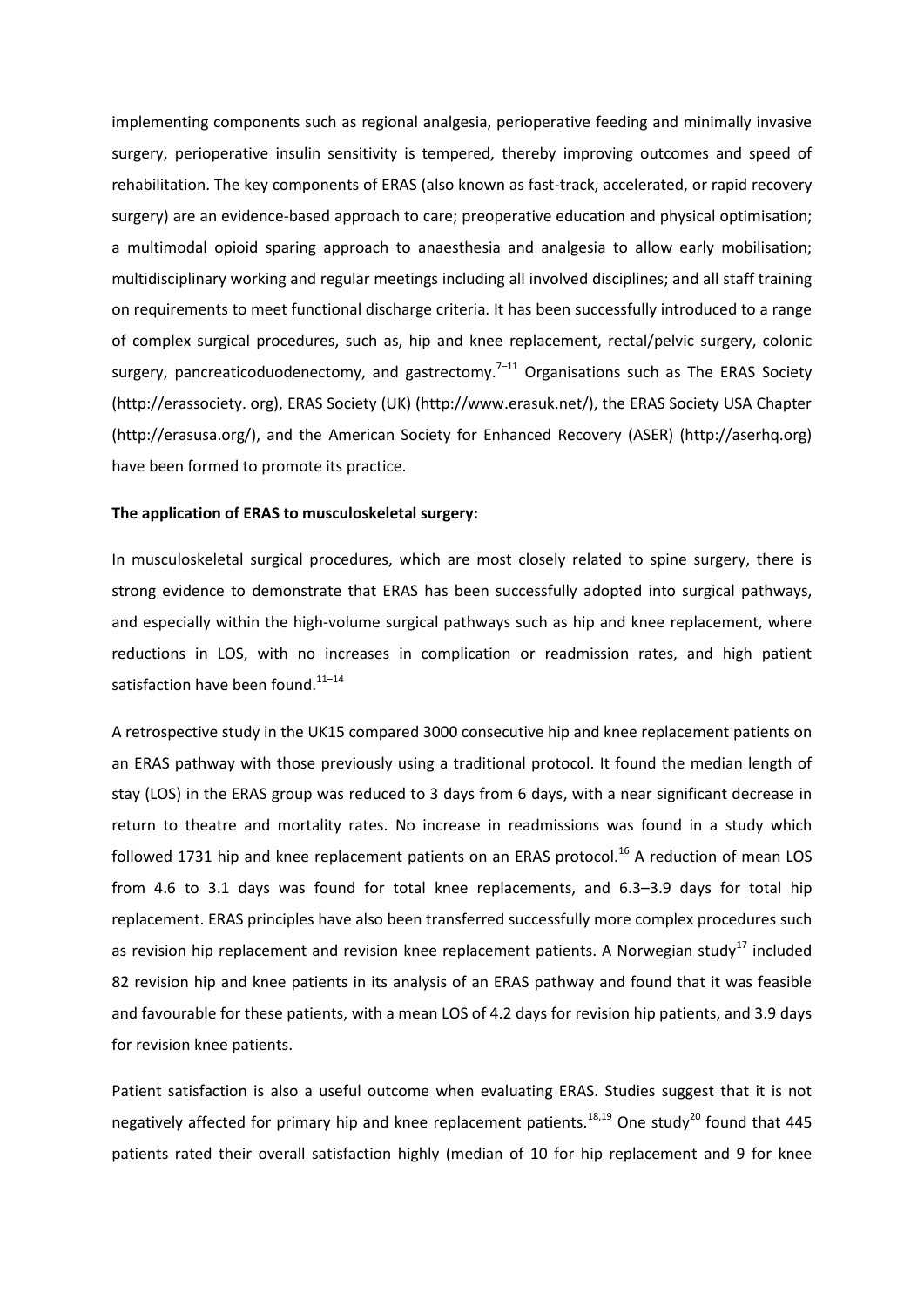implementing components such as regional analgesia, perioperative feeding and minimally invasive surgery, perioperative insulin sensitivity is tempered, thereby improving outcomes and speed of rehabilitation. The key components of ERAS (also known as fast-track, accelerated, or rapid recovery surgery) are an evidence-based approach to care; preoperative education and physical optimisation; a multimodal opioid sparing approach to anaesthesia and analgesia to allow early mobilisation; multidisciplinary working and regular meetings including all involved disciplines; and all staff training on requirements to meet functional discharge criteria. It has been successfully introduced to a range of complex surgical procedures, such as, hip and knee replacement, rectal/pelvic surgery, colonic surgery, pancreaticoduodenectomy, and gastrectomy.[7–11] Organisations such as The ERAS Society (http://erassociety. org), ERAS Society (UK) (http://www.erasuk.net/), the ERAS Society USA Chapter (http://erasusa.org/), and the American Society for Enhanced Recovery (ASER) (http://aserhq.org) have been formed to promote its practice.

**The application of ERAS to musculoskeletal surgery:**

In musculoskeletal surgical procedures, which are most closely related to spine surgery, there is strong evidence to demonstrate that ERAS has been successfully adopted into surgical pathways, and especially within the high-volume surgical pathways such as hip and knee replacement, where reductions in LOS, with no increases in complication or readmission rates, and high patient satisfaction have been found.[11–14]

A retrospective study in the UK15 compared 3000 consecutive hip and knee replacement patients on an ERAS pathway with those previously using a traditional protocol. It found the median length of stay (LOS) in the ERAS group was reduced to 3 days from 6 days, with a near significant decrease in return to theatre and mortality rates. No increase in readmissions was found in a study which followed 1731 hip and knee replacement patients on an ERAS protocol.[16] A reduction of mean LOS from 4.6 to 3.1 days was found for total knee replacements, and 6.3–3.9 days for total hip replacement. ERAS principles have also been transferred successfully more complex procedures such as revision hip replacement and revision knee replacement patients. A Norwegian study[17] included 82 revision hip and knee patients in its analysis of an ERAS pathway and found that it was feasible and favourable for these patients, with a mean LOS of 4.2 days for revision hip patients, and 3.9 days for revision knee patients.

Patient satisfaction is also a useful outcome when evaluating ERAS. Studies suggest that it is not negatively affected for primary hip and knee replacement patients.[18,19] One study[20] found that 445 patients rated their overall satisfaction highly (median of 10 for hip replacement and 9 for knee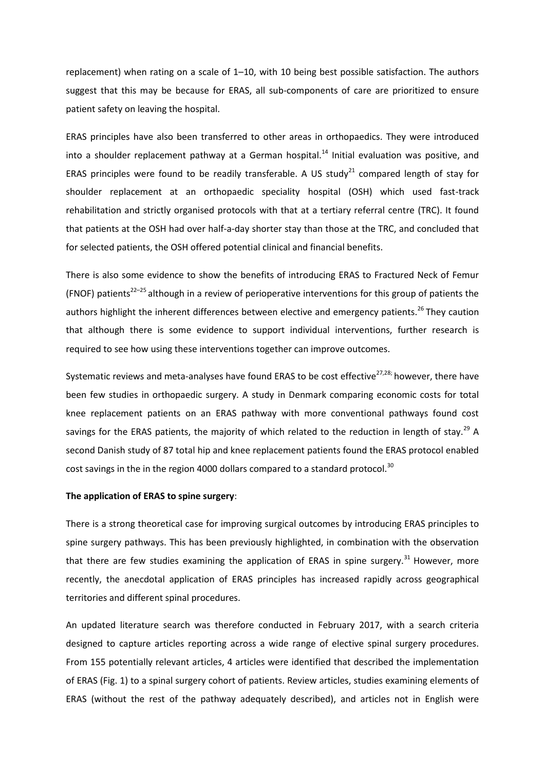replacement) when rating on a scale of 1–10, with 10 being best possible satisfaction. The authors suggest that this may be because for ERAS, all sub-components of care are prioritized to ensure patient safety on leaving the hospital.

ERAS principles have also been transferred to other areas in orthopaedics. They were introduced into a shoulder replacement pathway at a German hospital.[14] Initial evaluation was positive, and ERAS principles were found to be readily transferable. A US study[21] compared length of stay for shoulder replacement at an orthopaedic speciality hospital (OSH) which used fast-track rehabilitation and strictly organised protocols with that at a tertiary referral centre (TRC). It found that patients at the OSH had over half-a-day shorter stay than those at the TRC, and concluded that for selected patients, the OSH offered potential clinical and financial benefits.

There is also some evidence to show the benefits of introducing ERAS to Fractured Neck of Femur (FNOF) patients[22–25] although in a review of perioperative interventions for this group of patients the authors highlight the inherent differences between elective and emergency patients.[26] They caution that although there is some evidence to support individual interventions, further research is required to see how using these interventions together can improve outcomes.

Systematic reviews and meta-analyses have found ERAS to be cost effective[27,28;] however, there have been few studies in orthopaedic surgery. A study in Denmark comparing economic costs for total knee replacement patients on an ERAS pathway with more conventional pathways found cost savings for the ERAS patients, the majority of which related to the reduction in length of stay.[29] A second Danish study of 87 total hip and knee replacement patients found the ERAS protocol enabled cost savings in the in the region 4000 dollars compared to a standard protocol.[30]

**The application of ERAS to spine surgery**:

There is a strong theoretical case for improving surgical outcomes by introducing ERAS principles to spine surgery pathways. This has been previously highlighted, in combination with the observation that there are few studies examining the application of ERAS in spine surgery.[31] However, more recently, the anecdotal application of ERAS principles has increased rapidly across geographical territories and different spinal procedures.

An updated literature search was therefore conducted in February 2017, with a search criteria designed to capture articles reporting across a wide range of elective spinal surgery procedures. From 155 potentially relevant articles, 4 articles were identified that described the implementation of ERAS (Fig. 1) to a spinal surgery cohort of patients. Review articles, studies examining elements of ERAS (without the rest of the pathway adequately described), and articles not in English were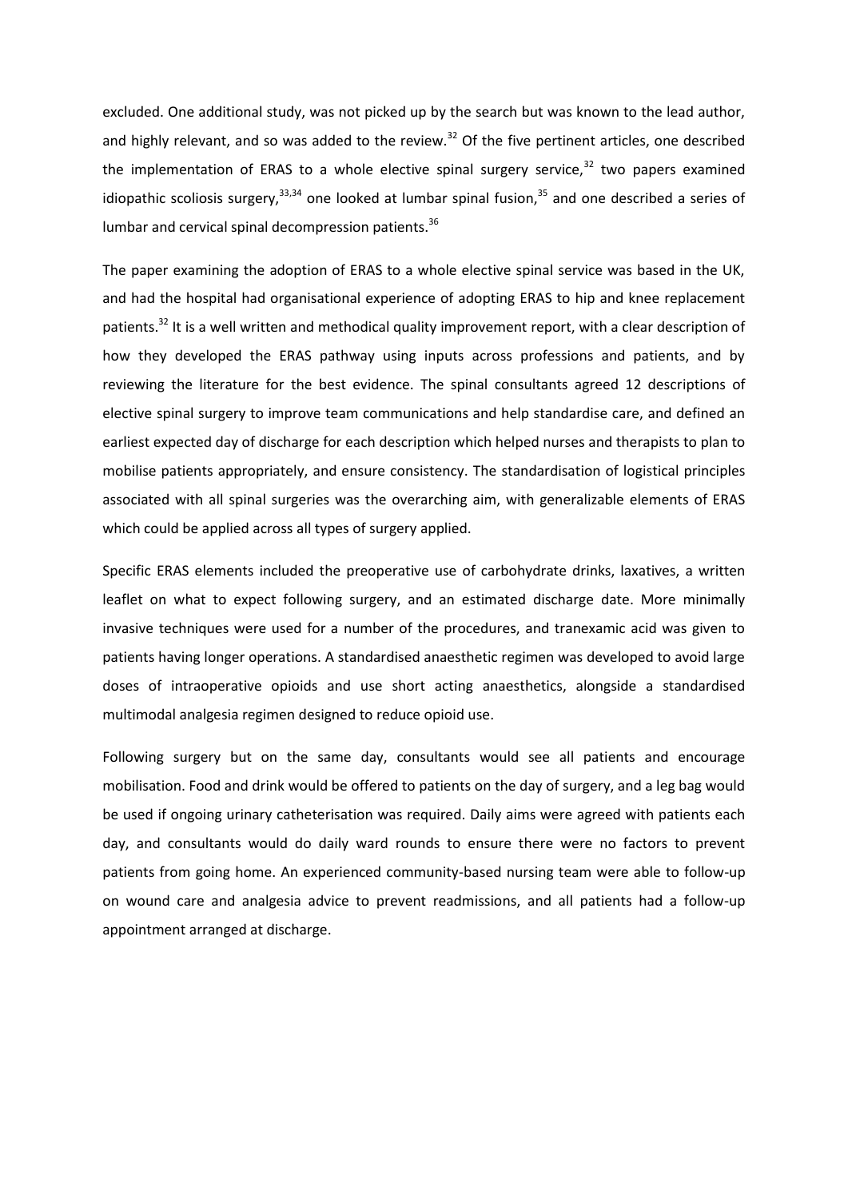excluded. One additional study, was not picked up by the search but was known to the lead author, and highly relevant, and so was added to the review.[32] Of the five pertinent articles, one described the implementation of ERAS to a whole elective spinal surgery service,[32] two papers examined idiopathic scoliosis surgery,[33,34] one looked at lumbar spinal fusion,[35] and one described a series of lumbar and cervical spinal decompression patients.[36]

The paper examining the adoption of ERAS to a whole elective spinal service was based in the UK, and had the hospital had organisational experience of adopting ERAS to hip and knee replacement patients.[32] It is a well written and methodical quality improvement report, with a clear description of how they developed the ERAS pathway using inputs across professions and patients, and by reviewing the literature for the best evidence. The spinal consultants agreed 12 descriptions of elective spinal surgery to improve team communications and help standardise care, and defined an earliest expected day of discharge for each description which helped nurses and therapists to plan to mobilise patients appropriately, and ensure consistency. The standardisation of logistical principles associated with all spinal surgeries was the overarching aim, with generalizable elements of ERAS which could be applied across all types of surgery applied.

Specific ERAS elements included the preoperative use of carbohydrate drinks, laxatives, a written leaflet on what to expect following surgery, and an estimated discharge date. More minimally invasive techniques were used for a number of the procedures, and tranexamic acid was given to patients having longer operations. A standardised anaesthetic regimen was developed to avoid large doses of intraoperative opioids and use short acting anaesthetics, alongside a standardised multimodal analgesia regimen designed to reduce opioid use.

Following surgery but on the same day, consultants would see all patients and encourage mobilisation. Food and drink would be offered to patients on the day of surgery, and a leg bag would be used if ongoing urinary catheterisation was required. Daily aims were agreed with patients each day, and consultants would do daily ward rounds to ensure there were no factors to prevent patients from going home. An experienced community-based nursing team were able to follow-up on wound care and analgesia advice to prevent readmissions, and all patients had a follow-up appointment arranged at discharge.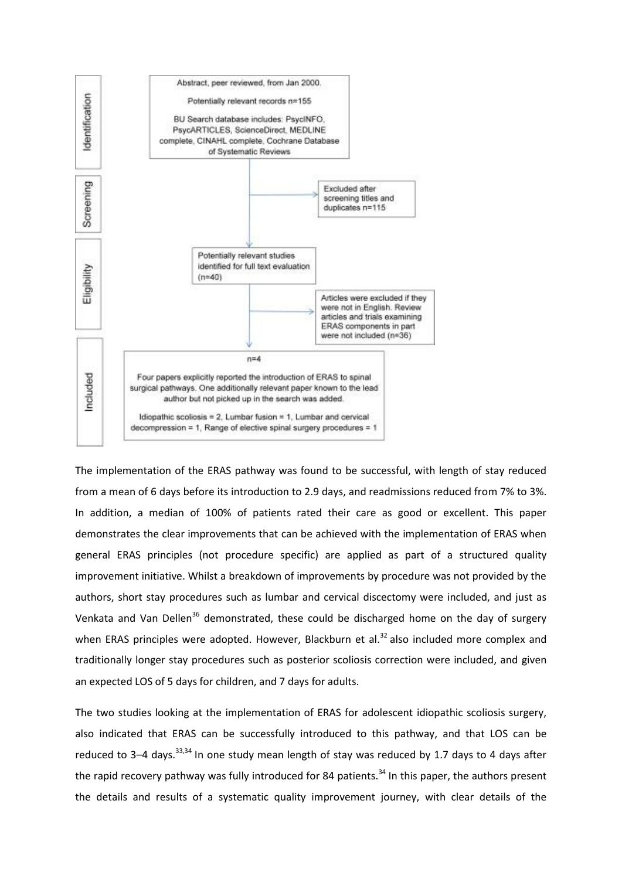Identification

Abstract, peer reviewed, from Jan 2000.

Potentially relevant records n=155

BU Search database includes: PsycINFO, PsycARTICLES, ScienceDirect, MEDLINE complete, CINAHL complete, Cochrane Database of Systematic Reviews

Screening

Excluded after screening titles and duplicates n=115

Eligibility

Potentially relevant studies identified for full text evaluation (n=40)

Articles were excluded if they were not in English. Review articles and trials examining ERAS components in part were not included (n=36)

Included

n=4

Four papers explicitly reported the introduction of ERAS to spinal surgical pathways. One additionally relevant paper known to the lead author but not picked up in the search was added.

Idiopathic scoliosis = 2, Lumbar fusion = 1, Lumbar and cervical decompression = 1, Range of elective spinal surgery procedures = 1

The implementation of the ERAS pathway was found to be successful, with length of stay reduced from a mean of 6 days before its introduction to 2.9 days, and readmissions reduced from 7% to 3%. In addition, a median of 100% of patients rated their care as good or excellent. This paper demonstrates the clear improvements that can be achieved with the implementation of ERAS when general ERAS principles (not procedure specific) are applied as part of a structured quality improvement initiative. Whilst a breakdown of improvements by procedure was not provided by the authors, short stay procedures such as lumbar and cervical discectomy were included, and just as Venkata and Van Dellen[36] demonstrated, these could be discharged home on the day of surgery when ERAS principles were adopted. However, Blackburn et al.[32] also included more complex and traditionally longer stay procedures such as posterior scoliosis correction were included, and given an expected LOS of 5 days for children, and 7 days for adults.

The two studies looking at the implementation of ERAS for adolescent idiopathic scoliosis surgery, also indicated that ERAS can be successfully introduced to this pathway, and that LOS can be reduced to 3–4 days.[33,34] In one study mean length of stay was reduced by 1.7 days to 4 days after the rapid recovery pathway was fully introduced for 84 patients.[34] In this paper, the authors present the details and results of a systematic quality improvement journey, with clear details of the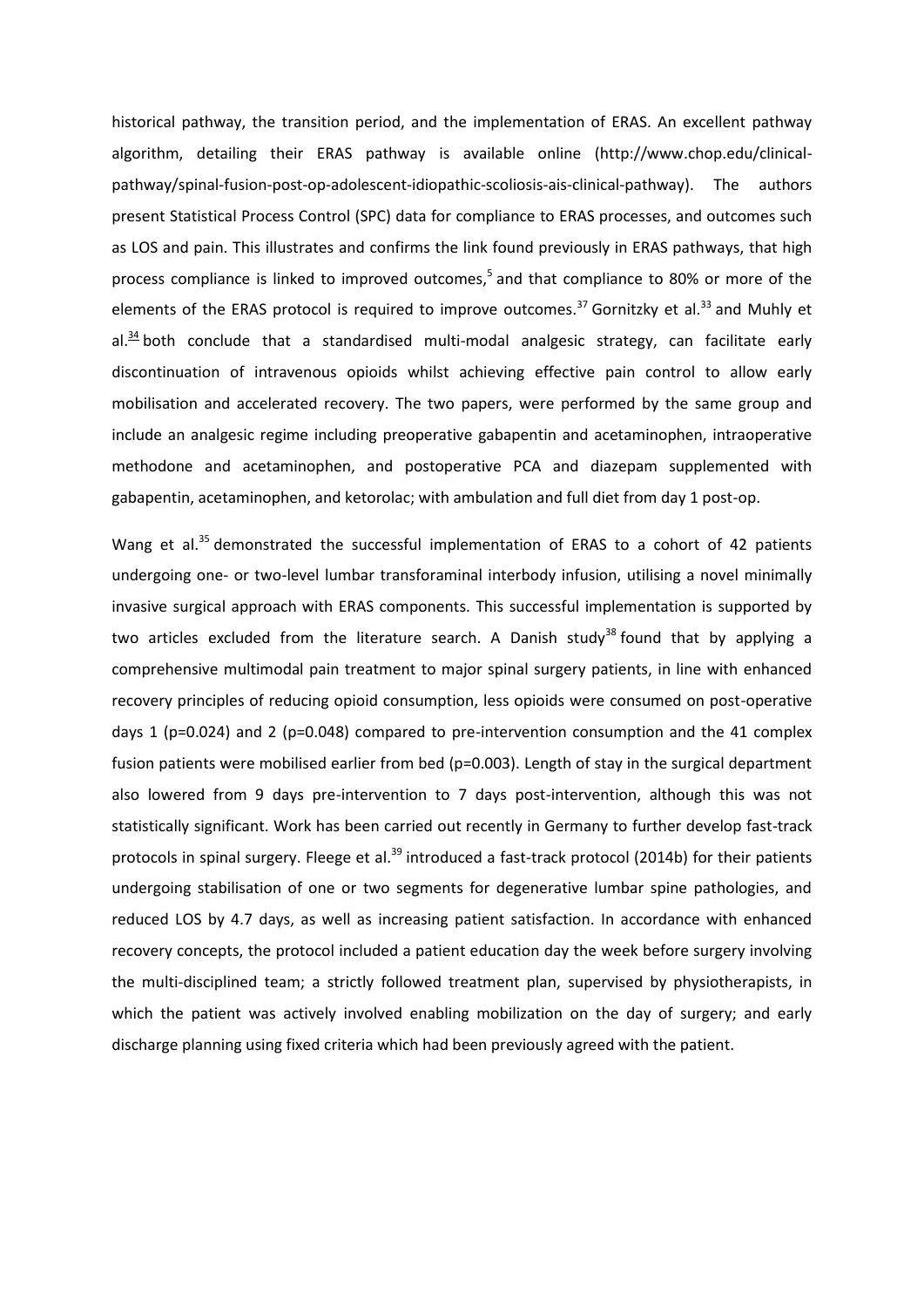historical pathway, the transition period, and the implementation of ERAS. An excellent pathway algorithm, detailing their ERAS pathway is available online (http://www.chop.edu/clinical-pathway/spinal-fusion-post-op-adolescent-idiopathic-scoliosis-ais-clinical-pathway). The authors present Statistical Process Control (SPC) data for compliance to ERAS processes, and outcomes such as LOS and pain. This illustrates and confirms the link found previously in ERAS pathways, that high process compliance is linked to improved outcomes,[5] and that compliance to 80% or more of the elements of the ERAS protocol is required to improve outcomes.[37] Gornitzky et al.[33] and Muhly et al.[34] both conclude that a standardised multi-modal analgesic strategy, can facilitate early discontinuation of intravenous opioids whilst achieving effective pain control to allow early mobilisation and accelerated recovery. The two papers, were performed by the same group and include an analgesic regime including preoperative gabapentin and acetaminophen, intraoperative methodone and acetaminophen, and postoperative PCA and diazepam supplemented with gabapentin, acetaminophen, and ketorolac; with ambulation and full diet from day 1 post-op.

Wang et al.[35] demonstrated the successful implementation of ERAS to a cohort of 42 patients undergoing one- or two-level lumbar transforaminal interbody infusion, utilising a novel minimally invasive surgical approach with ERAS components. This successful implementation is supported by two articles excluded from the literature search. A Danish study[38] found that by applying a comprehensive multimodal pain treatment to major spinal surgery patients, in line with enhanced recovery principles of reducing opioid consumption, less opioids were consumed on post-operative days 1 (p=0.024) and 2 (p=0.048) compared to pre-intervention consumption and the 41 complex fusion patients were mobilised earlier from bed (p=0.003). Length of stay in the surgical department also lowered from 9 days pre-intervention to 7 days post-intervention, although this was not statistically significant. Work has been carried out recently in Germany to further develop fast-track protocols in spinal surgery. Fleege et al.[39] introduced a fast-track protocol (2014b) for their patients undergoing stabilisation of one or two segments for degenerative lumbar spine pathologies, and reduced LOS by 4.7 days, as well as increasing patient satisfaction. In accordance with enhanced recovery concepts, the protocol included a patient education day the week before surgery involving the multi-disciplined team; a strictly followed treatment plan, supervised by physiotherapists, in which the patient was actively involved enabling mobilization on the day of surgery; and early discharge planning using fixed criteria which had been previously agreed with the patient.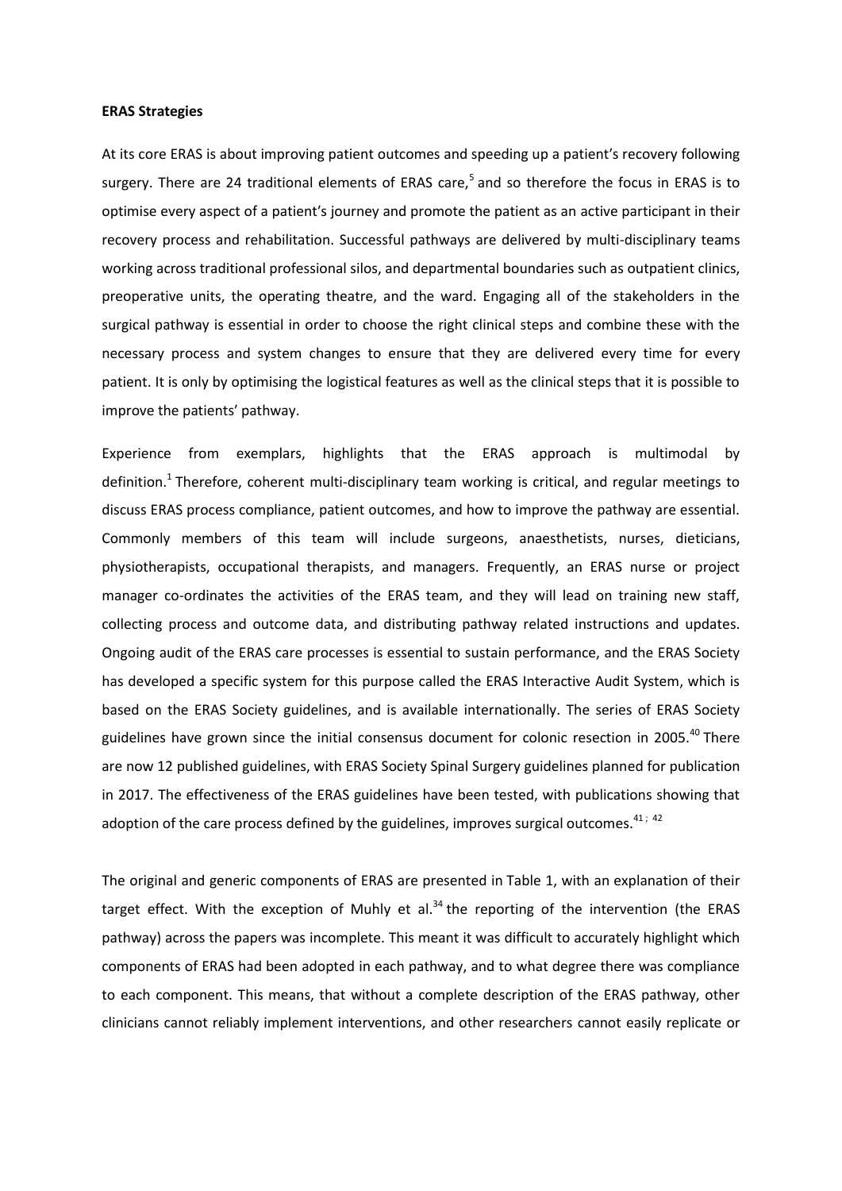**ERAS Strategies**

At its core ERAS is about improving patient outcomes and speeding up a patient's recovery following surgery. There are 24 traditional elements of ERAS care,[5] and so therefore the focus in ERAS is to optimise every aspect of a patient's journey and promote the patient as an active participant in their recovery process and rehabilitation. Successful pathways are delivered by multi-disciplinary teams working across traditional professional silos, and departmental boundaries such as outpatient clinics, preoperative units, the operating theatre, and the ward. Engaging all of the stakeholders in the surgical pathway is essential in order to choose the right clinical steps and combine these with the necessary process and system changes to ensure that they are delivered every time for every patient. It is only by optimising the logistical features as well as the clinical steps that it is possible to improve the patients' pathway.

Experience from exemplars, highlights that the ERAS approach is multimodal by definition.[1] Therefore, coherent multi-disciplinary team working is critical, and regular meetings to discuss ERAS process compliance, patient outcomes, and how to improve the pathway are essential. Commonly members of this team will include surgeons, anaesthetists, nurses, dieticians, physiotherapists, occupational therapists, and managers. Frequently, an ERAS nurse or project manager co-ordinates the activities of the ERAS team, and they will lead on training new staff, collecting process and outcome data, and distributing pathway related instructions and updates. Ongoing audit of the ERAS care processes is essential to sustain performance, and the ERAS Society has developed a specific system for this purpose called the ERAS Interactive Audit System, which is based on the ERAS Society guidelines, and is available internationally. The series of ERAS Society guidelines have grown since the initial consensus document for colonic resection in 2005.[40] There are now 12 published guidelines, with ERAS Society Spinal Surgery guidelines planned for publication in 2017. The effectiveness of the ERAS guidelines have been tested, with publications showing that adoption of the care process defined by the guidelines, improves surgical outcomes.[41; 42]

The original and generic components of ERAS are presented in Table 1, with an explanation of their target effect. With the exception of Muhly et al.[34] the reporting of the intervention (the ERAS pathway) across the papers was incomplete. This meant it was difficult to accurately highlight which components of ERAS had been adopted in each pathway, and to what degree there was compliance to each component. This means, that without a complete description of the ERAS pathway, other clinicians cannot reliably implement interventions, and other researchers cannot easily replicate or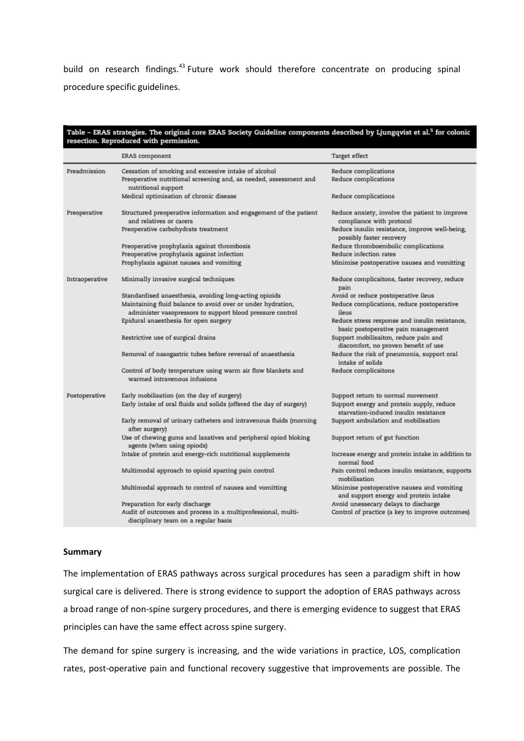build on research findings.[43] Future work should therefore concentrate on producing spinal procedure specific guidelines.

**Table – ERAS strategies. The original core ERAS Society Guideline components described by Ljungqvist et al.[5] for colonic resection. Reproduced with permission.**

| | ERAS component | Target effect |
|---|---|---|
| Preadmission | Cessation of smoking and excessive intake of alcohol | Reduce complications |
| | Preoperative nutritional screening and, as needed, assessment and nutritional support | Reduce complications |
| | Medical optimisation of chronic disease | Reduce complications |
| Preoperative | Structured preoperative information and engagement of the patient and relatives or carers | Reduce anxiety, involve the patient to improve compliance with protocol |
| | Preoperative carbohydrate treatment | Reduce insulin resistance, improve well-being, possibly faster recovery |
| | Preoperative prophylaxis against thrombosis | Reduce thromboembolic complications |
| | Preoperative prophylaxis against infection | Reduce infection rates |
| | Prophylaxis against nausea and vomiting | Minimise postoperative nausea and vomiting |
| Intraoperative | Minimally invasive surgical techniques | Reduce complicaitons, faster recovery, reduce pain |
| | Standardised anaesthesia, avoiding long-acting opioids | Avoid or reduce postoperative ileus |
| | Maintaining fluid balance to avoid over or under hydration, administer vasopressors to support blood pressure control | Reduce complications, reduce postoperative ileus |
| | Epidural anaesthesia for open surgery | Reduce stress response and insulin resistance, basic postoperative pain management |
| | Restrictive use of surgical drains | Support mobilisaiton, reduce pain and discomfort, no proven benefit of use |
| | Removal of nasogastric tubes before reversal of anaesthesia | Reduce the risk of pneumonia, support oral intake of solids |
| | Control of body temperature using warm air flow blankets and warmed intravenous infusions | Reduce complicaitons |
| Postoperative | Early mobilisation (on the day of surgery) | Support return to normal movement |
| | Early intake of oral fluids and solids (offered the day of surgery) | Support energy and protein supply, reduce starvation-induced insulin resistance |
| | Early removal of urinary catheters and intravenous fluids (morning after surgery) | Support ambulation and mobilisation |
| | Use of chewing gums and laxatives and peripheral opiod bloking agents (when using opiods) | Support return of gut function |
| | Intake of protein and energy-rich nutritional supplements | Increase energy and protein intake in addition to normal food |
| | Multimodal approach to opioid sparring pain control | Pain control reduces insulin resistance, supports mobilisation |
| | Multimodal approach to control of nausea and vomitting | Minimise postoperative nausea and vomiting and support energy and protein intake |
| | Preparation for early discharge | Avoid unessecary delays to discharge |
| | Audit of outcomes and process in a multiprofessional, multi-disciplinary team on a regular basis | Control of practice (a key to improve outcomes) |

**Summary**

The implementation of ERAS pathways across surgical procedures has seen a paradigm shift in how surgical care is delivered. There is strong evidence to support the adoption of ERAS pathways across a broad range of non-spine surgery procedures, and there is emerging evidence to suggest that ERAS principles can have the same effect across spine surgery.

The demand for spine surgery is increasing, and the wide variations in practice, LOS, complication rates, post-operative pain and functional recovery suggestive that improvements are possible. The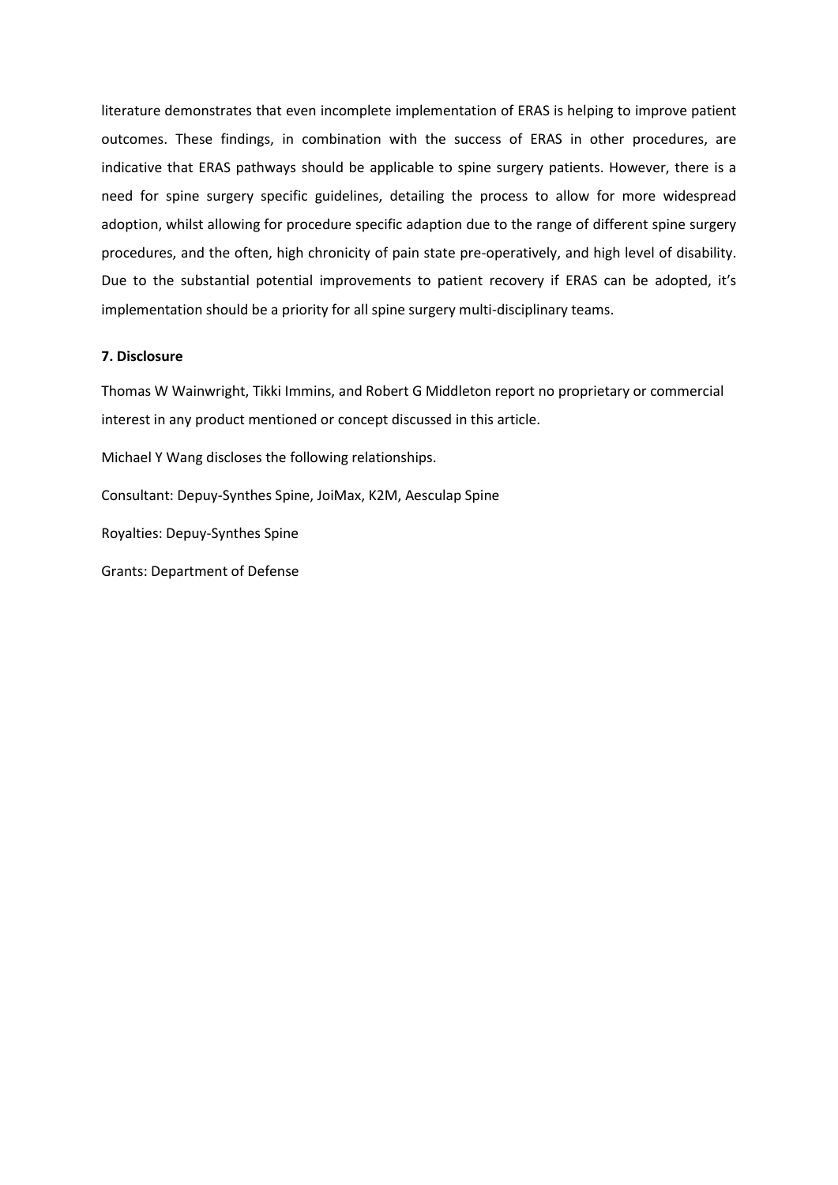literature demonstrates that even incomplete implementation of ERAS is helping to improve patient outcomes. These findings, in combination with the success of ERAS in other procedures, are indicative that ERAS pathways should be applicable to spine surgery patients. However, there is a need for spine surgery specific guidelines, detailing the process to allow for more widespread adoption, whilst allowing for procedure specific adaption due to the range of different spine surgery procedures, and the often, high chronicity of pain state pre-operatively, and high level of disability. Due to the substantial potential improvements to patient recovery if ERAS can be adopted, it's implementation should be a priority for all spine surgery multi-disciplinary teams.

### 7. Disclosure

Thomas W Wainwright, Tikki Immins, and Robert G Middleton report no proprietary or commercial interest in any product mentioned or concept discussed in this article.

Michael Y Wang discloses the following relationships.

Consultant: Depuy-Synthes Spine, JoiMax, K2M, Aesculap Spine

Royalties: Depuy-Synthes Spine

Grants: Department of Defense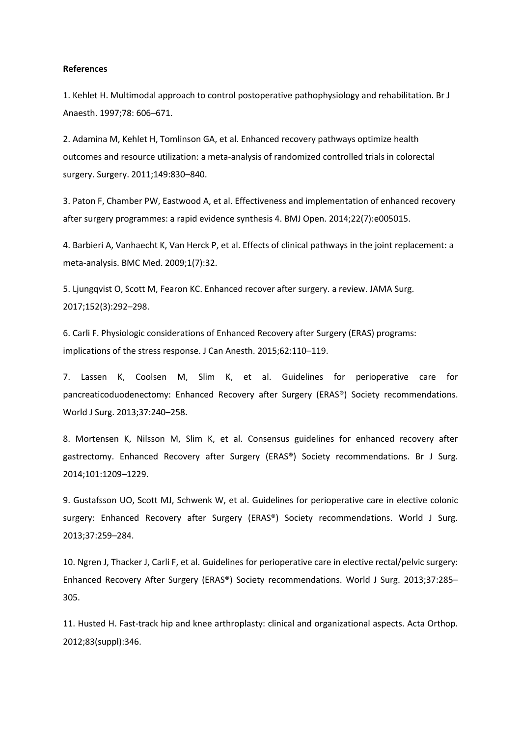**References**

1. Kehlet H. Multimodal approach to control postoperative pathophysiology and rehabilitation. Br J Anaesth. 1997;78: 606–671.

2. Adamina M, Kehlet H, Tomlinson GA, et al. Enhanced recovery pathways optimize health outcomes and resource utilization: a meta-analysis of randomized controlled trials in colorectal surgery. Surgery. 2011;149:830–840.

3. Paton F, Chamber PW, Eastwood A, et al. Effectiveness and implementation of enhanced recovery after surgery programmes: a rapid evidence synthesis 4. BMJ Open. 2014;22(7):e005015.

4. Barbieri A, Vanhaecht K, Van Herck P, et al. Effects of clinical pathways in the joint replacement: a meta-analysis. BMC Med. 2009;1(7):32.

5. Ljungqvist O, Scott M, Fearon KC. Enhanced recover after surgery. a review. JAMA Surg. 2017;152(3):292–298.

6. Carli F. Physiologic considerations of Enhanced Recovery after Surgery (ERAS) programs: implications of the stress response. J Can Anesth. 2015;62:110–119.

7. Lassen K, Coolsen M, Slim K, et al. Guidelines for perioperative care for pancreaticoduodenectomy: Enhanced Recovery after Surgery (ERAS®) Society recommendations. World J Surg. 2013;37:240–258.

8. Mortensen K, Nilsson M, Slim K, et al. Consensus guidelines for enhanced recovery after gastrectomy. Enhanced Recovery after Surgery (ERAS®) Society recommendations. Br J Surg. 2014;101:1209–1229.

9. Gustafsson UO, Scott MJ, Schwenk W, et al. Guidelines for perioperative care in elective colonic surgery: Enhanced Recovery after Surgery (ERAS®) Society recommendations. World J Surg. 2013;37:259–284.

10. Ngren J, Thacker J, Carli F, et al. Guidelines for perioperative care in elective rectal/pelvic surgery: Enhanced Recovery After Surgery (ERAS®) Society recommendations. World J Surg. 2013;37:285–305.

11. Husted H. Fast-track hip and knee arthroplasty: clinical and organizational aspects. Acta Orthop. 2012;83(suppl):346.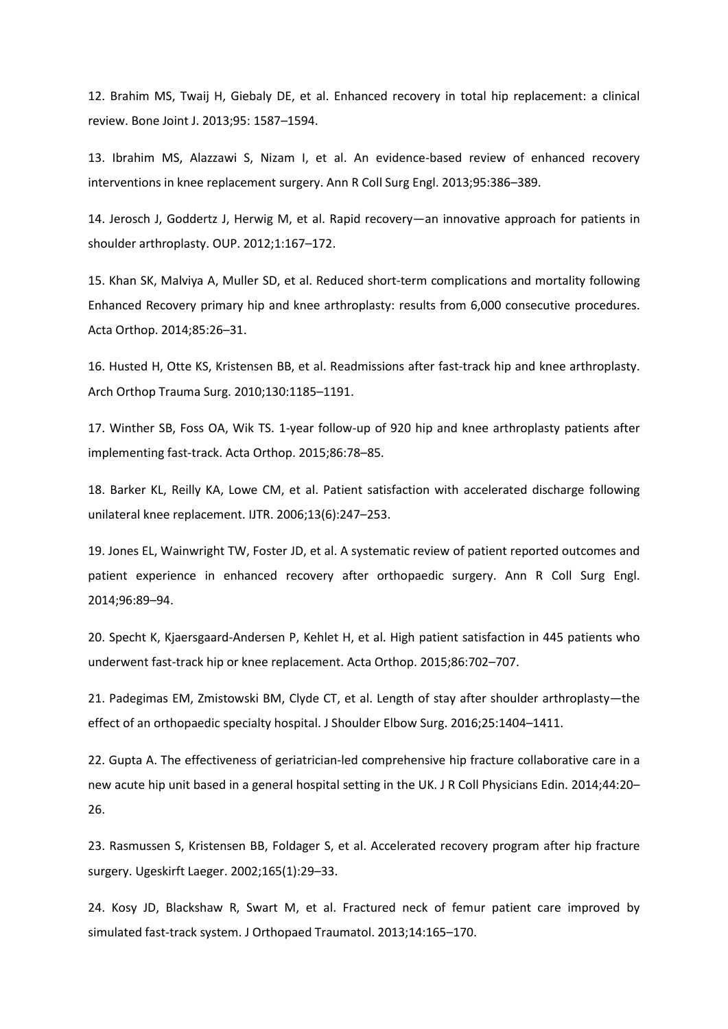12. Brahim MS, Twaij H, Giebaly DE, et al. Enhanced recovery in total hip replacement: a clinical review. Bone Joint J. 2013;95: 1587–1594.

13. Ibrahim MS, Alazzawi S, Nizam I, et al. An evidence-based review of enhanced recovery interventions in knee replacement surgery. Ann R Coll Surg Engl. 2013;95:386–389.

14. Jerosch J, Goddertz J, Herwig M, et al. Rapid recovery—an innovative approach for patients in shoulder arthroplasty. OUP. 2012;1:167–172.

15. Khan SK, Malviya A, Muller SD, et al. Reduced short-term complications and mortality following Enhanced Recovery primary hip and knee arthroplasty: results from 6,000 consecutive procedures. Acta Orthop. 2014;85:26–31.

16. Husted H, Otte KS, Kristensen BB, et al. Readmissions after fast-track hip and knee arthroplasty. Arch Orthop Trauma Surg. 2010;130:1185–1191.

17. Winther SB, Foss OA, Wik TS. 1-year follow-up of 920 hip and knee arthroplasty patients after implementing fast-track. Acta Orthop. 2015;86:78–85.

18. Barker KL, Reilly KA, Lowe CM, et al. Patient satisfaction with accelerated discharge following unilateral knee replacement. IJTR. 2006;13(6):247–253.

19. Jones EL, Wainwright TW, Foster JD, et al. A systematic review of patient reported outcomes and patient experience in enhanced recovery after orthopaedic surgery. Ann R Coll Surg Engl. 2014;96:89–94.

20. Specht K, Kjaersgaard-Andersen P, Kehlet H, et al. High patient satisfaction in 445 patients who underwent fast-track hip or knee replacement. Acta Orthop. 2015;86:702–707.

21. Padegimas EM, Zmistowski BM, Clyde CT, et al. Length of stay after shoulder arthroplasty—the effect of an orthopaedic specialty hospital. J Shoulder Elbow Surg. 2016;25:1404–1411.

22. Gupta A. The effectiveness of geriatrician-led comprehensive hip fracture collaborative care in a new acute hip unit based in a general hospital setting in the UK. J R Coll Physicians Edin. 2014;44:20–26.

23. Rasmussen S, Kristensen BB, Foldager S, et al. Accelerated recovery program after hip fracture surgery. Ugeskirft Laeger. 2002;165(1):29–33.

24. Kosy JD, Blackshaw R, Swart M, et al. Fractured neck of femur patient care improved by simulated fast-track system. J Orthopaed Traumatol. 2013;14:165–170.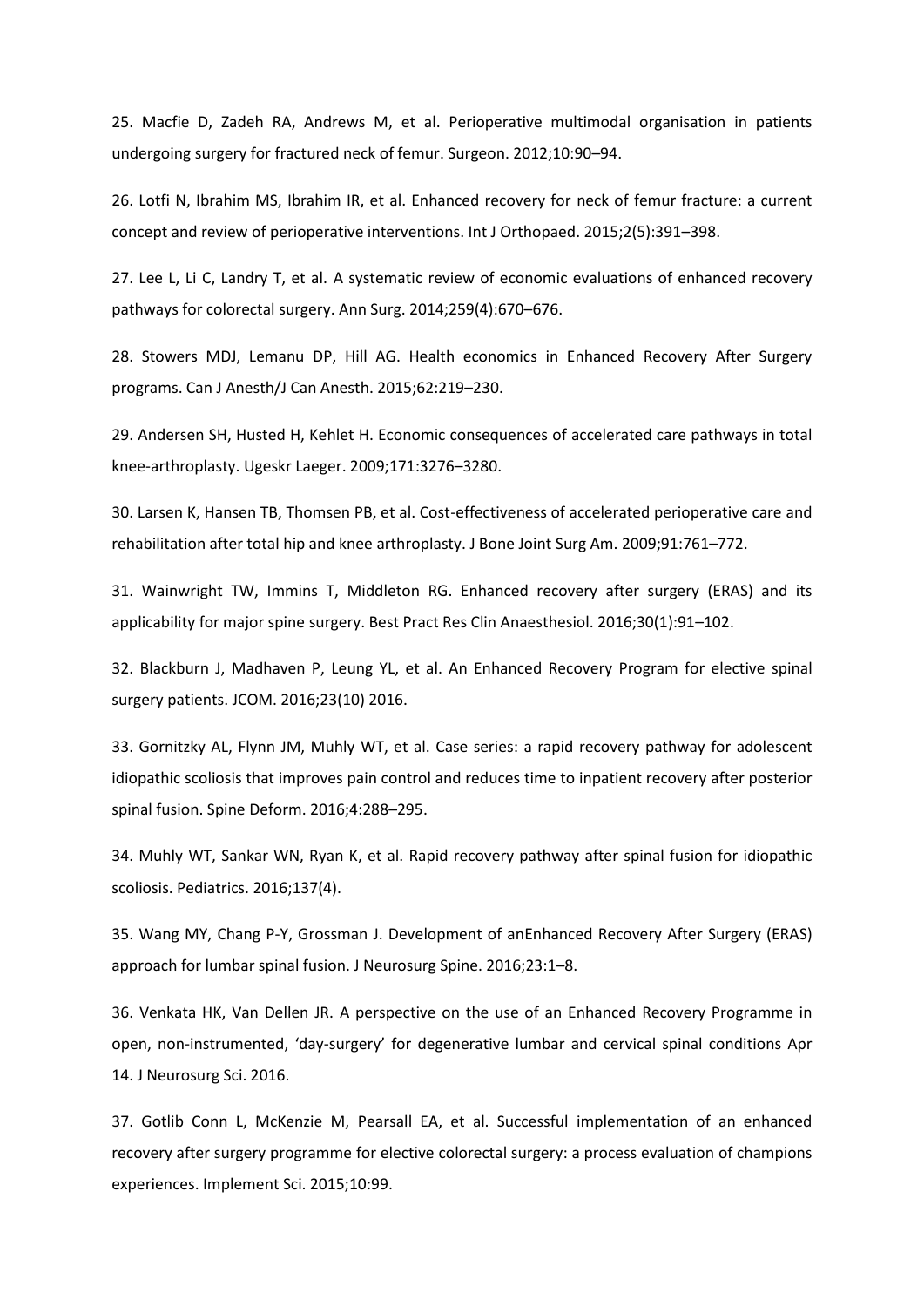25. Macfie D, Zadeh RA, Andrews M, et al. Perioperative multimodal organisation in patients undergoing surgery for fractured neck of femur. Surgeon. 2012;10:90–94.

26. Lotfi N, Ibrahim MS, Ibrahim IR, et al. Enhanced recovery for neck of femur fracture: a current concept and review of perioperative interventions. Int J Orthopaed. 2015;2(5):391–398.

27. Lee L, Li C, Landry T, et al. A systematic review of economic evaluations of enhanced recovery pathways for colorectal surgery. Ann Surg. 2014;259(4):670–676.

28. Stowers MDJ, Lemanu DP, Hill AG. Health economics in Enhanced Recovery After Surgery programs. Can J Anesth/J Can Anesth. 2015;62:219–230.

29. Andersen SH, Husted H, Kehlet H. Economic consequences of accelerated care pathways in total knee-arthroplasty. Ugeskr Laeger. 2009;171:3276–3280.

30. Larsen K, Hansen TB, Thomsen PB, et al. Cost-effectiveness of accelerated perioperative care and rehabilitation after total hip and knee arthroplasty. J Bone Joint Surg Am. 2009;91:761–772.

31. Wainwright TW, Immins T, Middleton RG. Enhanced recovery after surgery (ERAS) and its applicability for major spine surgery. Best Pract Res Clin Anaesthesiol. 2016;30(1):91–102.

32. Blackburn J, Madhaven P, Leung YL, et al. An Enhanced Recovery Program for elective spinal surgery patients. JCOM. 2016;23(10) 2016.

33. Gornitzky AL, Flynn JM, Muhly WT, et al. Case series: a rapid recovery pathway for adolescent idiopathic scoliosis that improves pain control and reduces time to inpatient recovery after posterior spinal fusion. Spine Deform. 2016;4:288–295.

34. Muhly WT, Sankar WN, Ryan K, et al. Rapid recovery pathway after spinal fusion for idiopathic scoliosis. Pediatrics. 2016;137(4).

35. Wang MY, Chang P-Y, Grossman J. Development of anEnhanced Recovery After Surgery (ERAS) approach for lumbar spinal fusion. J Neurosurg Spine. 2016;23:1–8.

36. Venkata HK, Van Dellen JR. A perspective on the use of an Enhanced Recovery Programme in open, non-instrumented, 'day-surgery' for degenerative lumbar and cervical spinal conditions Apr 14. J Neurosurg Sci. 2016.

37. Gotlib Conn L, McKenzie M, Pearsall EA, et al. Successful implementation of an enhanced recovery after surgery programme for elective colorectal surgery: a process evaluation of champions experiences. Implement Sci. 2015;10:99.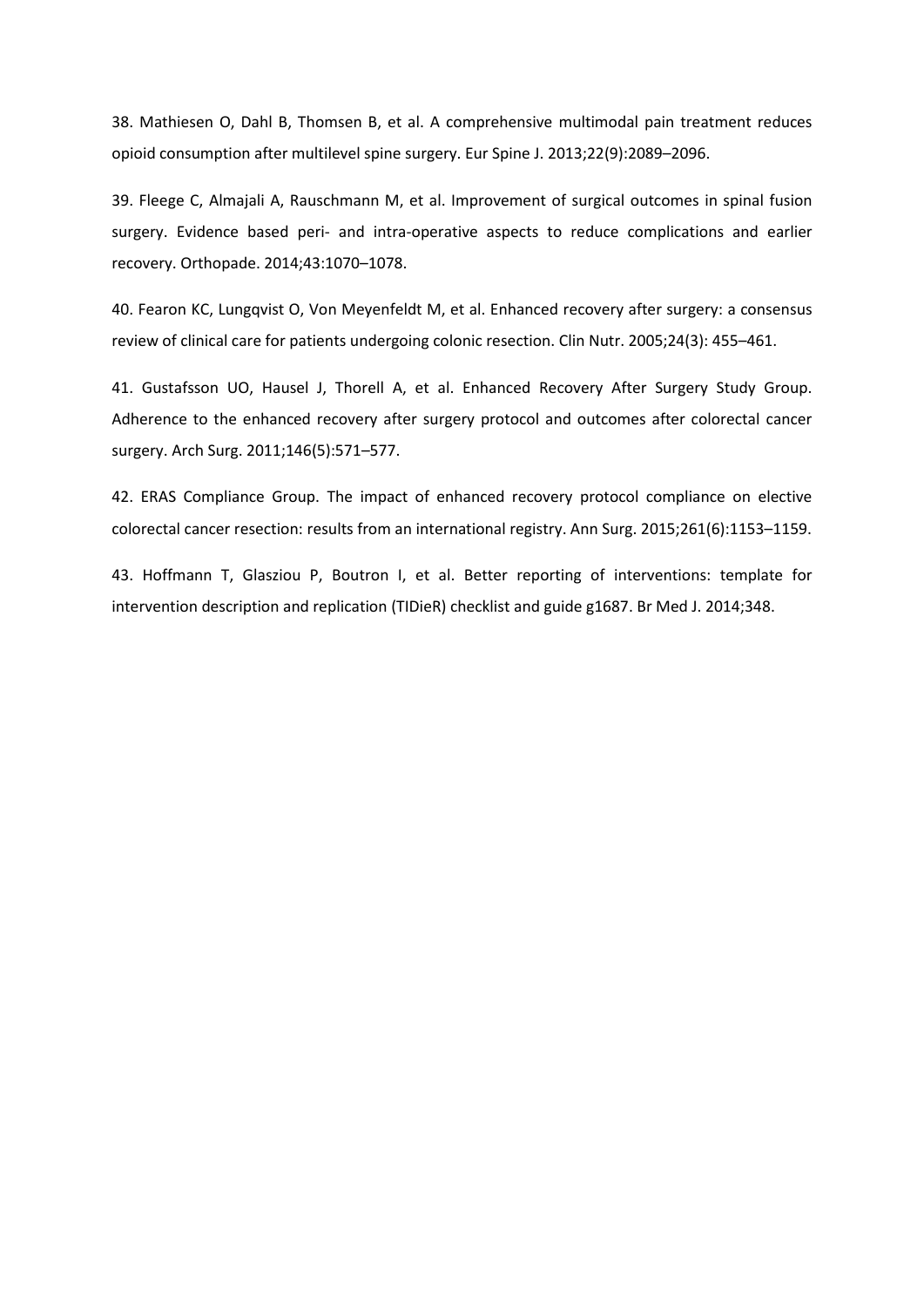38. Mathiesen O, Dahl B, Thomsen B, et al. A comprehensive multimodal pain treatment reduces opioid consumption after multilevel spine surgery. Eur Spine J. 2013;22(9):2089–2096.

39. Fleege C, Almajali A, Rauschmann M, et al. Improvement of surgical outcomes in spinal fusion surgery. Evidence based peri- and intra-operative aspects to reduce complications and earlier recovery. Orthopade. 2014;43:1070–1078.

40. Fearon KC, Lungqvist O, Von Meyenfeldt M, et al. Enhanced recovery after surgery: a consensus review of clinical care for patients undergoing colonic resection. Clin Nutr. 2005;24(3): 455–461.

41. Gustafsson UO, Hausel J, Thorell A, et al. Enhanced Recovery After Surgery Study Group. Adherence to the enhanced recovery after surgery protocol and outcomes after colorectal cancer surgery. Arch Surg. 2011;146(5):571–577.

42. ERAS Compliance Group. The impact of enhanced recovery protocol compliance on elective colorectal cancer resection: results from an international registry. Ann Surg. 2015;261(6):1153–1159.

43. Hoffmann T, Glasziou P, Boutron I, et al. Better reporting of interventions: template for intervention description and replication (TIDieR) checklist and guide g1687. Br Med J. 2014;348.